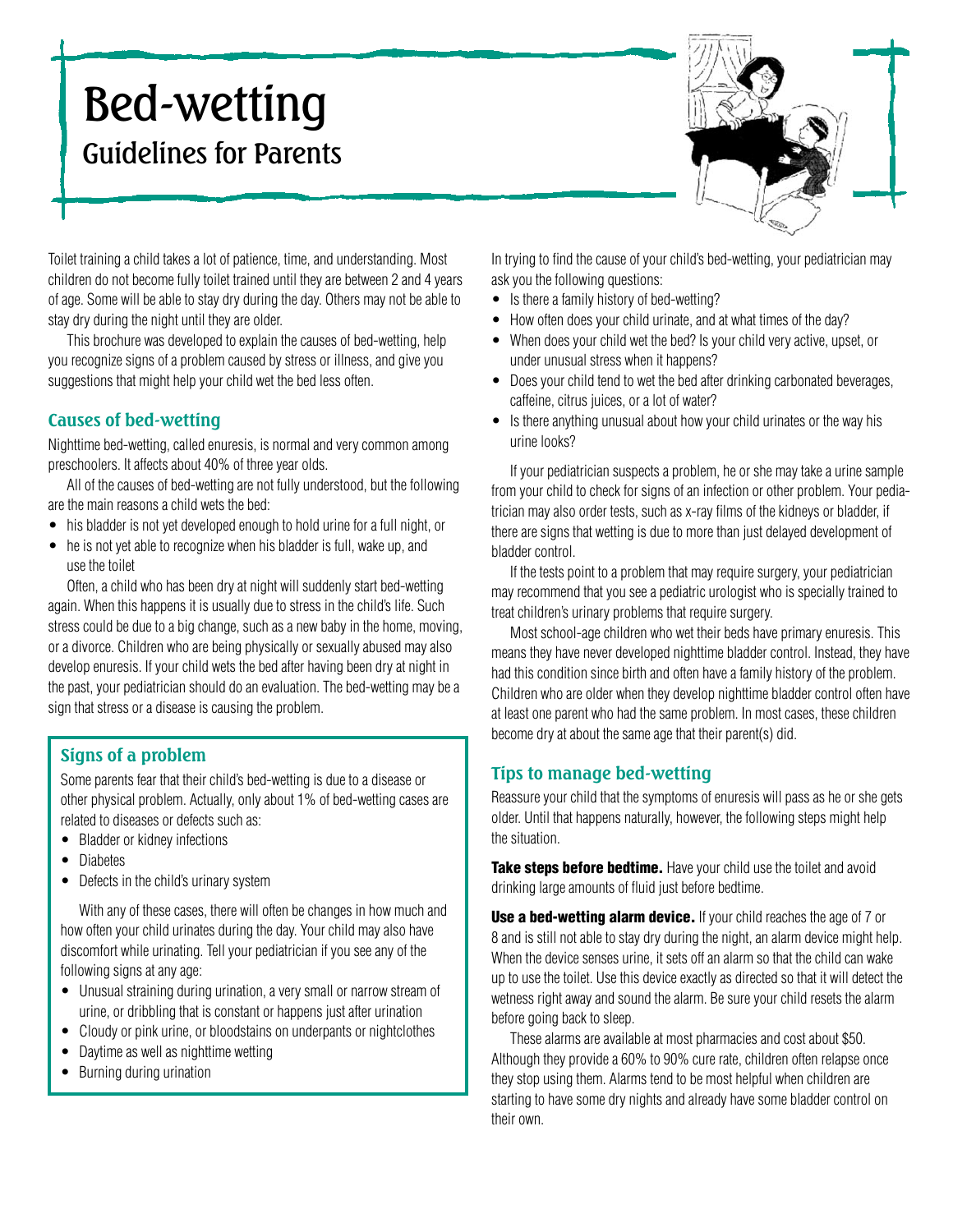# Bed-wetting

## Guidelines for Parents

Toilet training a child takes a lot of patience, time, and understanding. Most children do not become fully toilet trained until they are between 2 and 4 years of age. Some will be able to stay dry during the day. Others may not be able to stay dry during the night until they are older.

This brochure was developed to explain the causes of bed-wetting, help you recognize signs of a problem caused by stress or illness, and give you suggestions that might help your child wet the bed less often.

### Causes of bed-wetting

Nighttime bed-wetting, called enuresis, is normal and very common among preschoolers. It affects about 40% of three year olds.

All of the causes of bed-wetting are not fully understood, but the following are the main reasons a child wets the bed:

- his bladder is not yet developed enough to hold urine for a full night, or
- he is not yet able to recognize when his bladder is full, wake up, and use the toilet

Often, a child who has been dry at night will suddenly start bed-wetting again. When this happens it is usually due to stress in the child's life. Such stress could be due to a big change, such as a new baby in the home, moving, or a divorce. Children who are being physically or sexually abused may also develop enuresis. If your child wets the bed after having been dry at night in the past, your pediatrician should do an evaluation. The bed-wetting may be a sign that stress or a disease is causing the problem.

### Signs of a problem

Some parents fear that their child's bed-wetting is due to a disease or other physical problem. Actually, only about 1% of bed-wetting cases are related to diseases or defects such as:

- Bladder or kidney infections
- Diabetes
- Defects in the child's urinary system

With any of these cases, there will often be changes in how much and how often your child urinates during the day. Your child may also have discomfort while urinating. Tell your pediatrician if you see any of the following signs at any age:

- Unusual straining during urination, a very small or narrow stream of urine, or dribbling that is constant or happens just after urination
- Cloudy or pink urine, or bloodstains on underpants or nightclothes
- Daytime as well as nighttime wetting
- Burning during urination

In trying to find the cause of your child's bed-wetting, your pediatrician may ask you the following questions:

- Is there a family history of bed-wetting?
- How often does your child urinate, and at what times of the day?
- When does your child wet the bed? Is your child very active, upset, or under unusual stress when it happens?
- Does your child tend to wet the bed after drinking carbonated beverages, caffeine, citrus juices, or a lot of water?
- Is there anything unusual about how your child urinates or the way his urine looks?

If your pediatrician suspects a problem, he or she may take a urine sample from your child to check for signs of an infection or other problem. Your pediatrician may also order tests, such as x-ray films of the kidneys or bladder, if there are signs that wetting is due to more than just delayed development of bladder control.

If the tests point to a problem that may require surgery, your pediatrician may recommend that you see a pediatric urologist who is specially trained to treat children's urinary problems that require surgery.

Most school-age children who wet their beds have primary enuresis. This means they have never developed nighttime bladder control. Instead, they have had this condition since birth and often have a family history of the problem. Children who are older when they develop nighttime bladder control often have at least one parent who had the same problem. In most cases, these children become dry at about the same age that their parent(s) did.

### Tips to manage bed-wetting

Reassure your child that the symptoms of enuresis will pass as he or she gets older. Until that happens naturally, however, the following steps might help the situation.

**Take steps before bedtime.** Have your child use the toilet and avoid drinking large amounts of fluid just before bedtime.

**Use a bed-wetting alarm device.** If your child reaches the age of 7 or 8 and is still not able to stay dry during the night, an alarm device might help. When the device senses urine, it sets off an alarm so that the child can wake up to use the toilet. Use this device exactly as directed so that it will detect the wetness right away and sound the alarm. Be sure your child resets the alarm before going back to sleep.

These alarms are available at most pharmacies and cost about $50. Although they provide a 60% to 90% cure rate, children often relapse once they stop using them. Alarms tend to be most helpful when children are starting to have some dry nights and already have some bladder control on their own.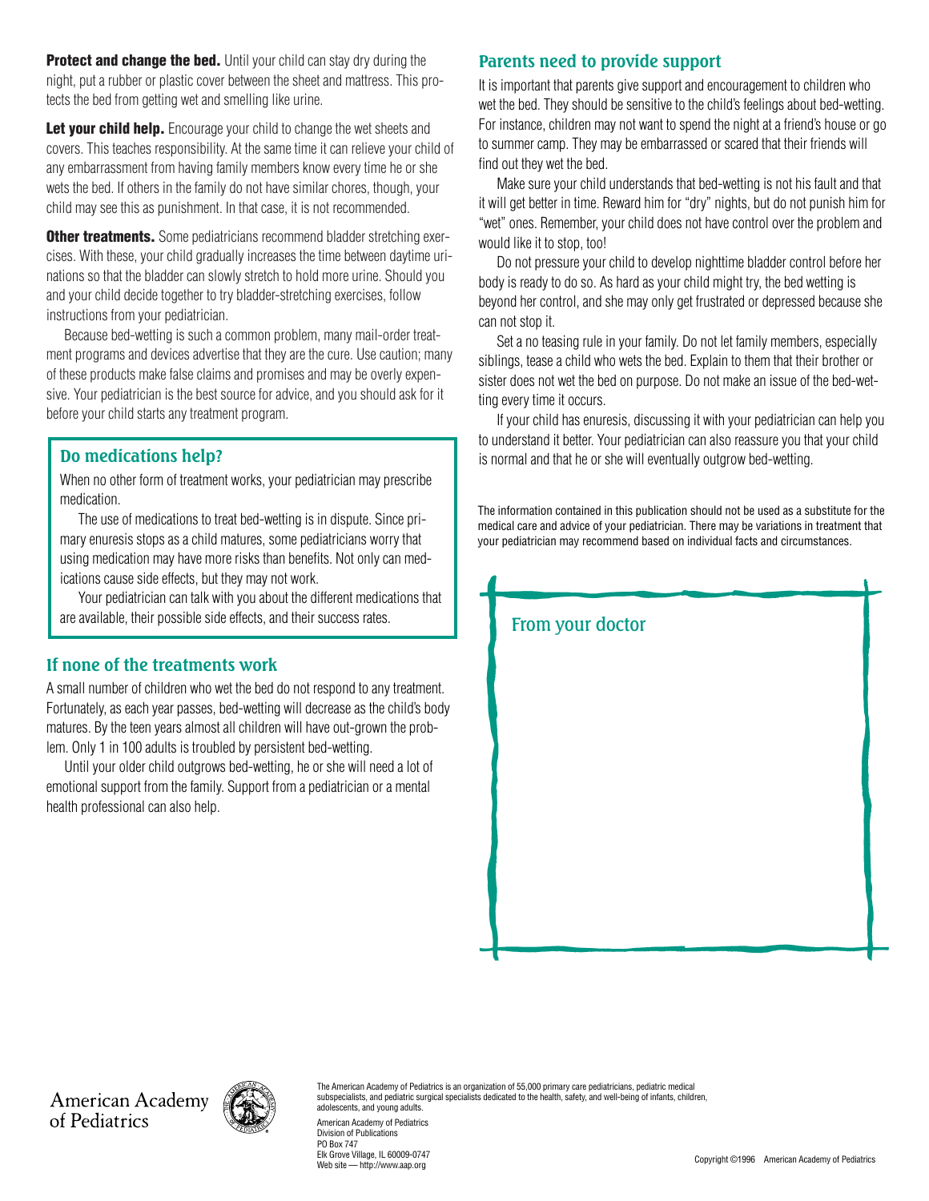**Protect and change the bed.** Until your child can stay dry during the night, put a rubber or plastic cover between the sheet and mattress. This protects the bed from getting wet and smelling like urine.

**Let your child help.** Encourage your child to change the wet sheets and covers. This teaches responsibility. At the same time it can relieve your child of any embarrassment from having family members know every time he or she wets the bed. If others in the family do not have similar chores, though, your child may see this as punishment. In that case, it is not recommended.

**Other treatments.** Some pediatricians recommend bladder stretching exercises. With these, your child gradually increases the time between daytime urinations so that the bladder can slowly stretch to hold more urine. Should you and your child decide together to try bladder-stretching exercises, follow instructions from your pediatrician.

Because bed-wetting is such a common problem, many mail-order treatment programs and devices advertise that they are the cure. Use caution; many of these products make false claims and promises and may be overly expensive. Your pediatrician is the best source for advice, and you should ask for it before your child starts any treatment program.

## Do medications help?

When no other form of treatment works, your pediatrician may prescribe medication.

The use of medications to treat bed-wetting is in dispute. Since primary enuresis stops as a child matures, some pediatricians worry that using medication may have more risks than benefits. Not only can medications cause side effects, but they may not work.

Your pediatrician can talk with you about the different medications that are available, their possible side effects, and their success rates.

## If none of the treatments work

A small number of children who wet the bed do not respond to any treatment. Fortunately, as each year passes, bed-wetting will decrease as the child's body matures. By the teen years almost all children will have out-grown the problem. Only 1 in 100 adults is troubled by persistent bed-wetting.

Until your older child outgrows bed-wetting, he or she will need a lot of emotional support from the family. Support from a pediatrician or a mental health professional can also help.

## Parents need to provide support

It is important that parents give support and encouragement to children who wet the bed. They should be sensitive to the child's feelings about bed-wetting. For instance, children may not want to spend the night at a friend's house or go to summer camp. They may be embarrassed or scared that their friends will find out they wet the bed.

Make sure your child understands that bed-wetting is not his fault and that it will get better in time. Reward him for "dry" nights, but do not punish him for "wet" ones. Remember, your child does not have control over the problem and would like it to stop, too!

Do not pressure your child to develop nighttime bladder control before her body is ready to do so. As hard as your child might try, the bed wetting is beyond her control, and she may only get frustrated or depressed because she can not stop it.

Set a no teasing rule in your family. Do not let family members, especially siblings, tease a child who wets the bed. Explain to them that their brother or sister does not wet the bed on purpose. Do not make an issue of the bed-wetting every time it occurs.

If your child has enuresis, discussing it with your pediatrician can help you to understand it better. Your pediatrician can also reassure you that your child is normal and that he or she will eventually outgrow bed-wetting.

The information contained in this publication should not be used as a substitute for the medical care and advice of your pediatrician. There may be variations in treatment that your pediatrician may recommend based on individual facts and circumstances.

From your doctor

American Academy of Pediatrics

The American Academy of Pediatrics is an organization of 55,000 primary care pediatricians, pediatric medical subspecialists, and pediatric surgical specialists dedicated to the health, safety, and well-being of infants, children, adolescents, and young adults.

American Academy of Pediatrics
Division of Publications
PO Box 747
Elk Grove Village, IL 60009-0747
Web site — http://www.aap.org

Copyright ©1996 American Academy of Pediatrics